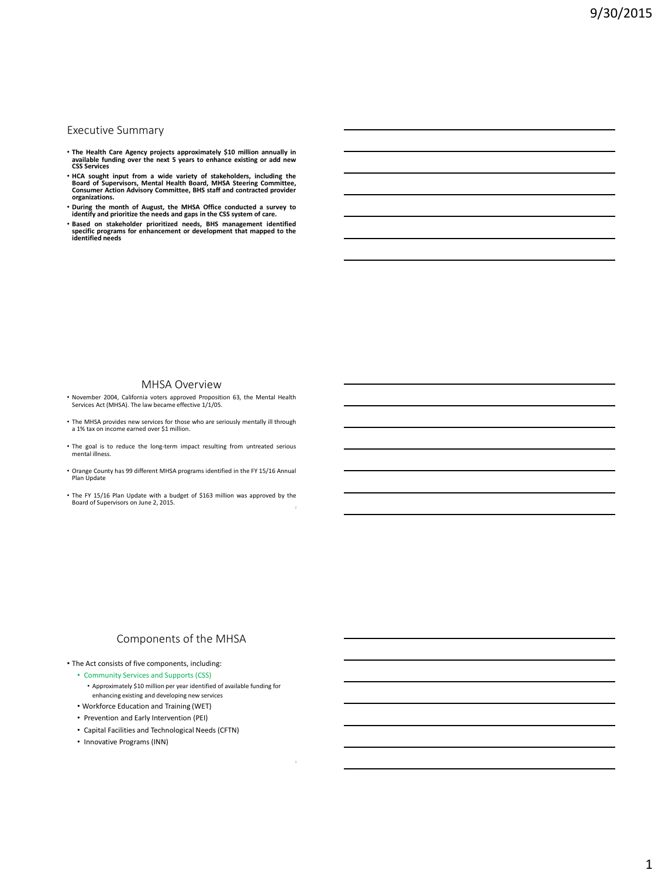## Executive Summary

- **The Health Care Agency projects approximately $10 million annually in available funding over the next 5 years to enhance existing or add new CSS Services**
- **HCA sought input from a wide variety of stakeholders, including the Board of Supervisors, Mental Health Board, MHSA Steering Committee, Consumer Action Advisory Committee, BHS staff and contracted provider organizations.**
- **During the month of August, the MHSA Office conducted a survey to identify and prioritize the needs and gaps in the CSS system of care.**
- **Based on stakeholder prioritized needs, BHS management identified specific programs for enhancement or development that mapped to the identified needs**

## MHSA Overview

- November 2004, California voters approved Proposition 63, the Mental Health Services Act (MHSA). The law became effective 1/1/05.
- The MHSA provides new services for those who are seriously mentally ill through a 1% tax on income earned over $1 million.
- The goal is to reduce the long-term impact resulting from untreated serious mental illness.
- Orange County has 99 different MHSA programs identified in the FY 15/16 Annual Plan Update
- The FY 15/16 Plan Update with a budget of $163 million was approved by the Board of Supervisors on June 2, 2015.

## Components of the MHSA

- The Act consists of five components, including:
  - Community Services and Supports (CSS)
    - Approximately $10 million per year identified of available funding for enhancing existing and developing new services
  - Workforce Education and Training (WET)
  - Prevention and Early Intervention (PEI)
  - Capital Facilities and Technological Needs (CFTN)
  - Innovative Programs (INN)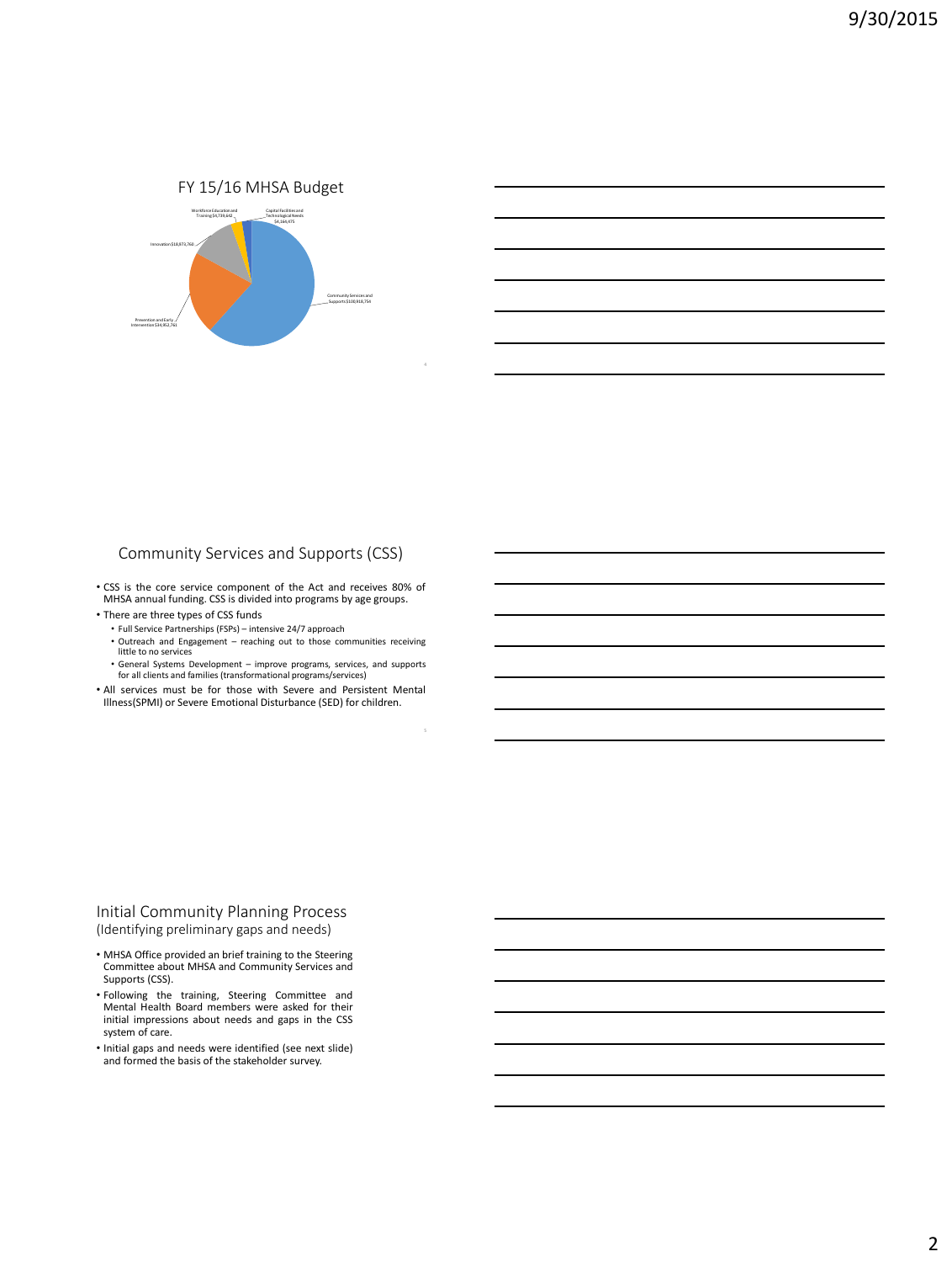## FY 15/16 MHSA Budget

Workforce Education and Training $4,739,648

Capital Facilities and Technological Needs $4,164,475

Innovation $18,873,768

Community Services and Supports $108,918,754

Prevention and Early Intervention $34,952,761

## Community Services and Supports (CSS)

- CSS is the core service component of the Act and receives 80% of MHSA annual funding. CSS is divided into programs by age groups.
- There are three types of CSS funds
  - Full Service Partnerships (FSPs) – intensive 24/7 approach
  - Outreach and Engagement – reaching out to those communities receiving little to no services
  - General Systems Development – improve programs, services, and supports for all clients and families (transformational programs/services)
- All services must be for those with Severe and Persistent Mental Illness(SPMI) or Severe Emotional Disturbance (SED) for children.

## Initial Community Planning Process
(Identifying preliminary gaps and needs)

- MHSA Office provided an brief training to the Steering Committee about MHSA and Community Services and Supports (CSS).
- Following the training, Steering Committee and Mental Health Board members were asked for their initial impressions about needs and gaps in the CSS system of care.
- Initial gaps and needs were identified (see next slide) and formed the basis of the stakeholder survey.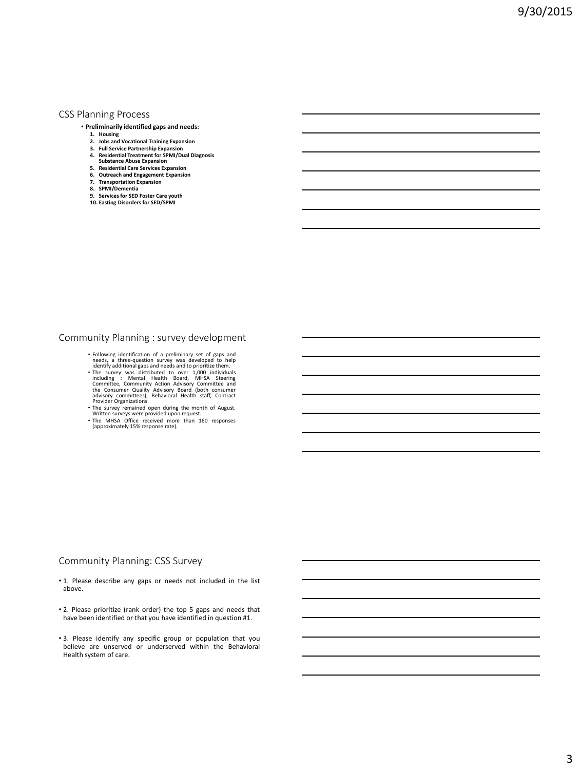## CSS Planning Process

- **Preliminarily identified gaps and needs:**
  1. **Housing**
  2. **Jobs and Vocational Training Expansion**
  3. **Full Service Partnership Expansion**
  4. **Residential Treatment for SPMI/Dual Diagnosis Substance Abuse Expansion**
  5. **Residential Care Services Expansion**
  6. **Outreach and Engagement Expansion**
  7. **Transportation Expansion**
  8. **SPMI/Dementia**
  9. **Services for SED Foster Care youth**
  10. **Easting Disorders for SED/SPMI**

## Community Planning : survey development

- Following identification of a preliminary set of gaps and needs, a three-question survey was developed to help identify additional gaps and needs and to prioritize them.
- The survey was distributed to over 1,000 individuals including : Mental Health Board, MHSA Steering Committee, Community Action Advisory Committee and the Consumer Quality Advisory Board (both consumer advisory committees), Behavioral Health staff, Contract Provider Organizations
- The survey remained open during the month of August. Written surveys were provided upon request.
- The MHSA Office received more than 160 responses (approximately 15% response rate).

## Community Planning: CSS Survey

- 1. Please describe any gaps or needs not included in the list above.
- 2. Please prioritize (rank order) the top 5 gaps and needs that have been identified or that you have identified in question #1.
- 3. Please identify any specific group or population that you believe are unserved or underserved within the Behavioral Health system of care.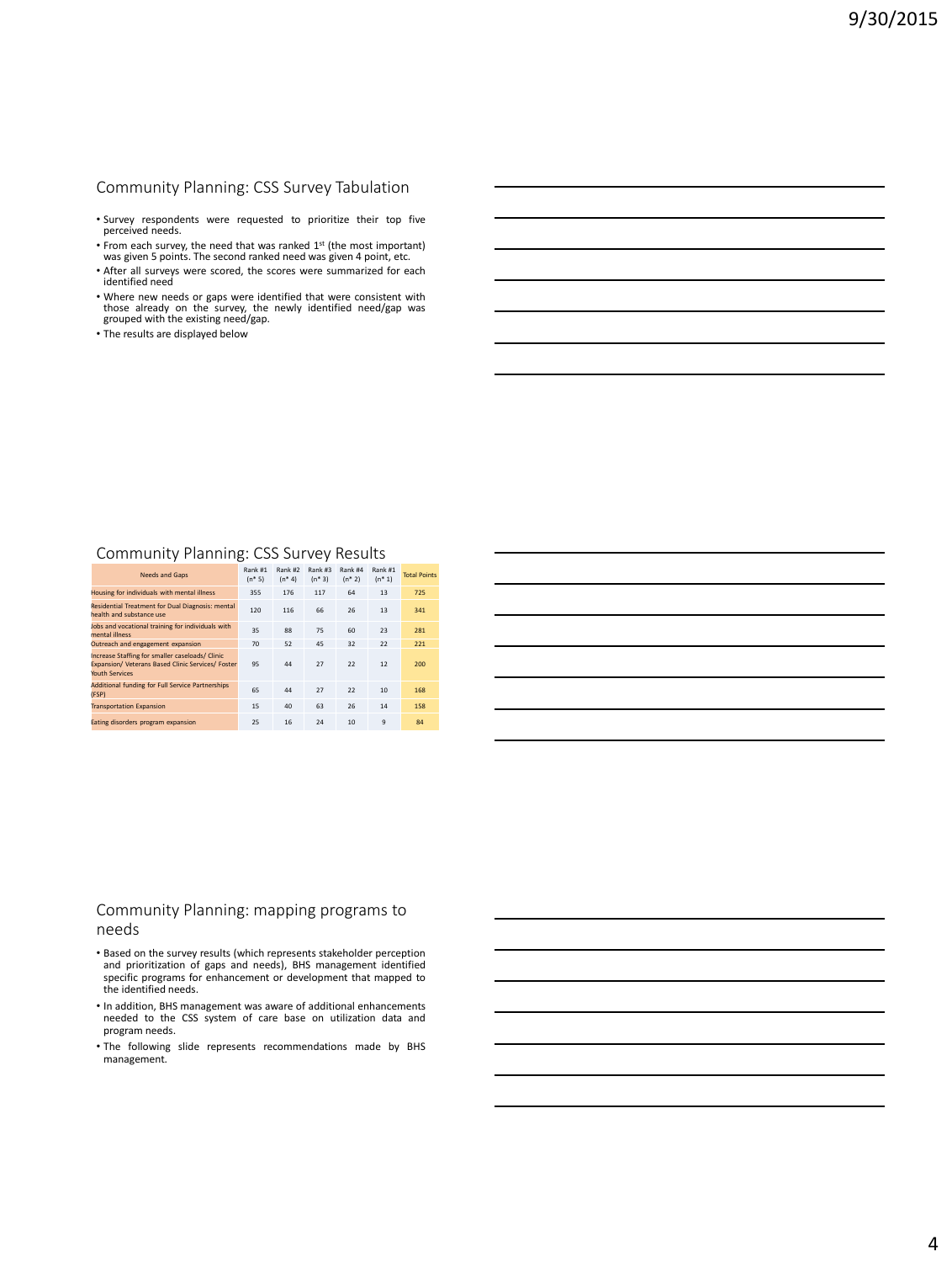## Community Planning: CSS Survey Tabulation

- Survey respondents were requested to prioritize their top five perceived needs.
- From each survey, the need that was ranked 1st (the most important) was given 5 points. The second ranked need was given 4 point, etc.
- After all surveys were scored, the scores were summarized for each identified need
- Where new needs or gaps were identified that were consistent with those already on the survey, the newly identified need/gap was grouped with the existing need/gap.
- The results are displayed below

## Community Planning: CSS Survey Results

| Needs and Gaps | Rank #1 (n* 5) | Rank #2 (n* 4) | Rank #3 (n* 3) | Rank #4 (n* 2) | Rank #1 (n* 1) | Total Points |
|---|---|---|---|---|---|---|
| Housing for individuals with mental illness | 355 | 176 | 117 | 64 | 13 | 725 |
| Residential Treatment for Dual Diagnosis: mental health and substance use | 120 | 116 | 66 | 26 | 13 | 341 |
| Jobs and vocational training for individuals with mental illness | 35 | 88 | 75 | 60 | 23 | 281 |
| Outreach and engagement expansion | 70 | 52 | 45 | 32 | 22 | 221 |
| Increase Staffing for smaller caseloads/ Clinic Expansion/ Veterans Based Clinic Services/ Foster Youth Services | 95 | 44 | 27 | 22 | 12 | 200 |
| Additional funding for Full Service Partnerships (FSP) | 65 | 44 | 27 | 22 | 10 | 168 |
| Transportation Expansion | 15 | 40 | 63 | 26 | 14 | 158 |
| Eating disorders program expansion | 25 | 16 | 24 | 10 | 9 | 84 |

## Community Planning: mapping programs to needs

- Based on the survey results (which represents stakeholder perception and prioritization of gaps and needs), BHS management identified specific programs for enhancement or development that mapped to the identified needs.
- In addition, BHS management was aware of additional enhancements needed to the CSS system of care base on utilization data and program needs.
- The following slide represents recommendations made by BHS management.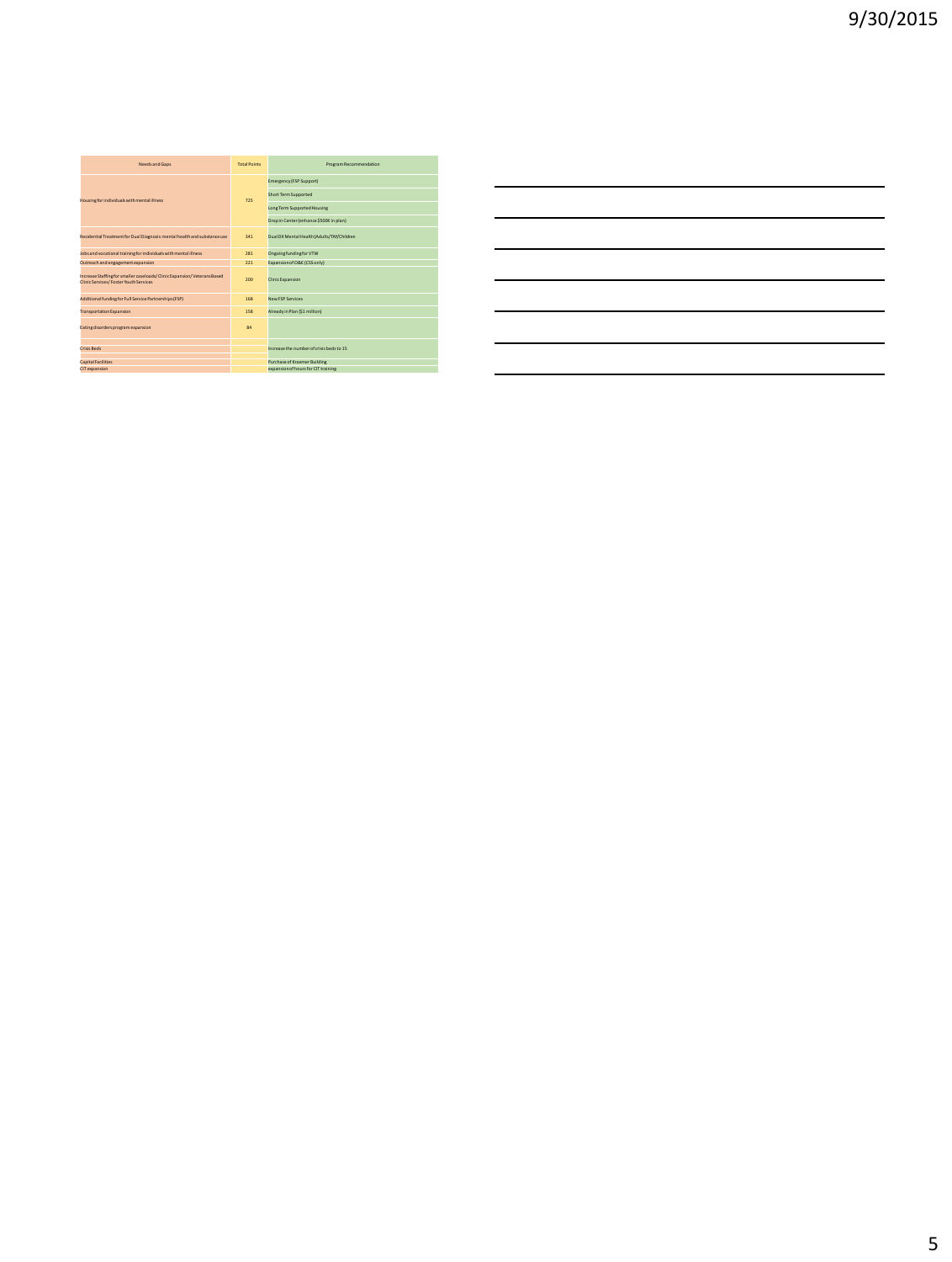| Needs and Gaps | Total Points | Program Recommendation |
| --- | --- | --- |
| Housing for individuals with mental illness | 725 | Emergency (FSP Support) |
| | | Short Term Supported |
| | | Long Term Supported Housing |
| | | Drop in Center (enhance $500K in plan) |
| Residential Treatment for Dual Diagnosis: mental health and substance use | 341 | Dual Dx Mental Health (Adults/TAY/Children |
| Jobs and vocational training for individuals with mental illness | 281 | Ongoing funding for VTW |
| Outreach and engagement expansion | 221 | Expansion of O&E (CSS only) |
| Increase Staffing for smaller caseloads/ Clinic Expansion/ Veterans Based Clinic Services/ Foster Youth Services | 200 | Clinic Expansion |
| Additional funding for Full Service Partnerships (FSP) | 168 | New FSP Services |
| Transportation Expansion | 158 | Already in Plan ($1 million) |
| Eating disorders program expansion | 84 | |
| | | |
| Crisis Beds | | Increase the number of crisis beds to 15 |
| | | |
| Capital Facilities | | Purchase of Kraemer Building |
| CIT expansion | | expansion of hours for CIT training |